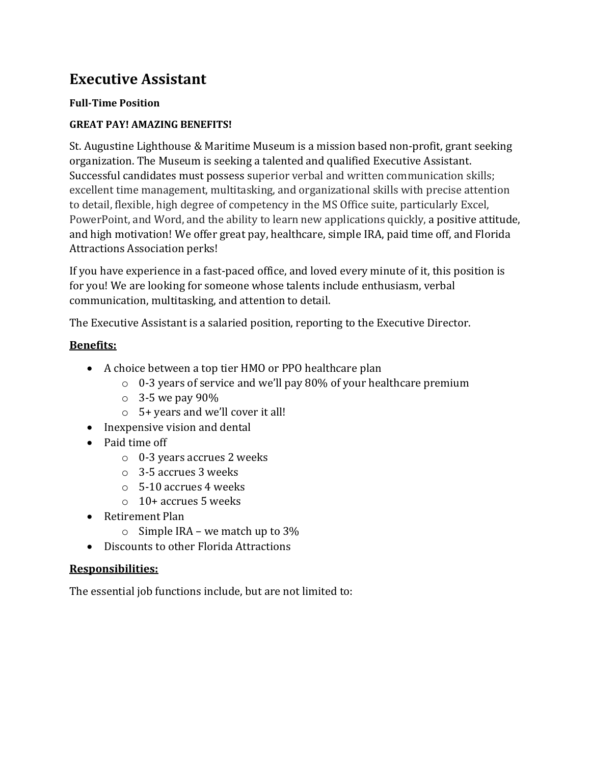# Executive Assistant

**Full-Time Position**

**GREAT PAY! AMAZING BENEFITS!**

St. Augustine Lighthouse & Maritime Museum is a mission based non-profit, grant seeking organization. The Museum is seeking a talented and qualified Executive Assistant. Successful candidates must possess superior verbal and written communication skills; excellent time management, multitasking, and organizational skills with precise attention to detail, flexible, high degree of competency in the MS Office suite, particularly Excel, PowerPoint, and Word, and the ability to learn new applications quickly, a positive attitude, and high motivation! We offer great pay, healthcare, simple IRA, paid time off, and Florida Attractions Association perks!

If you have experience in a fast-paced office, and loved every minute of it, this position is for you! We are looking for someone whose talents include enthusiasm, verbal communication, multitasking, and attention to detail.

The Executive Assistant is a salaried position, reporting to the Executive Director.

## Benefits:

- A choice between a top tier HMO or PPO healthcare plan
  - 0-3 years of service and we'll pay 80% of your healthcare premium
  - 3-5 we pay 90%
  - 5+ years and we'll cover it all!
- Inexpensive vision and dental
- Paid time off
  - 0-3 years accrues 2 weeks
  - 3-5 accrues 3 weeks
  - 5-10 accrues 4 weeks
  - 10+ accrues 5 weeks
- Retirement Plan
  - Simple IRA – we match up to 3%
- Discounts to other Florida Attractions

## Responsibilities:

The essential job functions include, but are not limited to: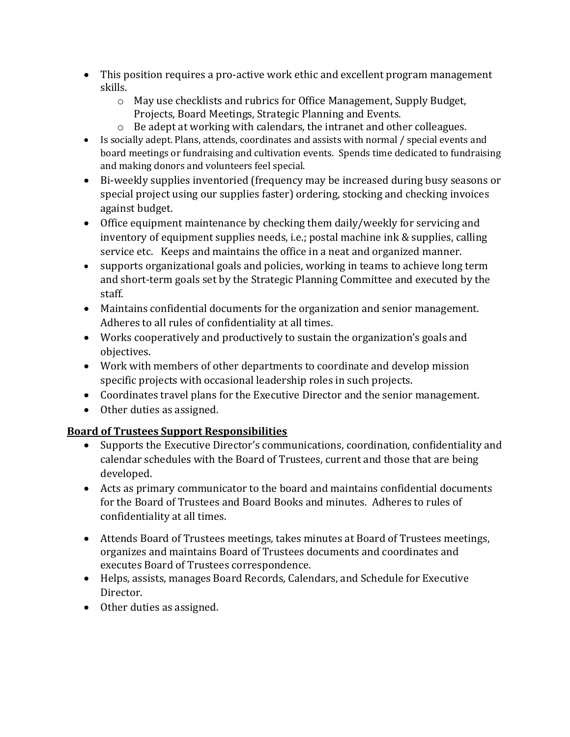- This position requires a pro-active work ethic and excellent program management skills.
  - May use checklists and rubrics for Office Management, Supply Budget, Projects, Board Meetings, Strategic Planning and Events.
  - Be adept at working with calendars, the intranet and other colleagues.
- Is socially adept. Plans, attends, coordinates and assists with normal / special events and board meetings or fundraising and cultivation events. Spends time dedicated to fundraising and making donors and volunteers feel special.
- Bi-weekly supplies inventoried (frequency may be increased during busy seasons or special project using our supplies faster) ordering, stocking and checking invoices against budget.
- Office equipment maintenance by checking them daily/weekly for servicing and inventory of equipment supplies needs, i.e.; postal machine ink & supplies, calling service etc. Keeps and maintains the office in a neat and organized manner.
- supports organizational goals and policies, working in teams to achieve long term and short-term goals set by the Strategic Planning Committee and executed by the staff.
- Maintains confidential documents for the organization and senior management. Adheres to all rules of confidentiality at all times.
- Works cooperatively and productively to sustain the organization's goals and objectives.
- Work with members of other departments to coordinate and develop mission specific projects with occasional leadership roles in such projects.
- Coordinates travel plans for the Executive Director and the senior management.
- Other duties as assigned.

**Board of Trustees Support Responsibilities**

- Supports the Executive Director's communications, coordination, confidentiality and calendar schedules with the Board of Trustees, current and those that are being developed.
- Acts as primary communicator to the board and maintains confidential documents for the Board of Trustees and Board Books and minutes. Adheres to rules of confidentiality at all times.
- Attends Board of Trustees meetings, takes minutes at Board of Trustees meetings, organizes and maintains Board of Trustees documents and coordinates and executes Board of Trustees correspondence.
- Helps, assists, manages Board Records, Calendars, and Schedule for Executive Director.
- Other duties as assigned.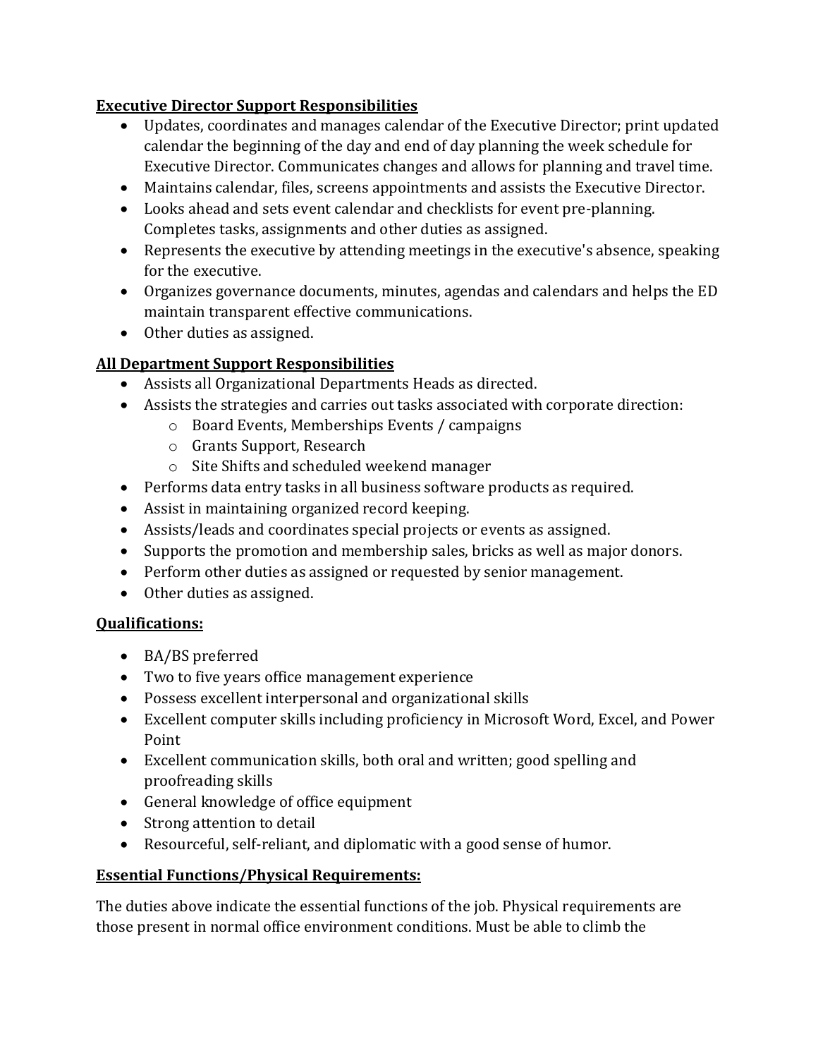**Executive Director Support Responsibilities**

- Updates, coordinates and manages calendar of the Executive Director; print updated calendar the beginning of the day and end of day planning the week schedule for Executive Director. Communicates changes and allows for planning and travel time.
- Maintains calendar, files, screens appointments and assists the Executive Director.
- Looks ahead and sets event calendar and checklists for event pre-planning. Completes tasks, assignments and other duties as assigned.
- Represents the executive by attending meetings in the executive's absence, speaking for the executive.
- Organizes governance documents, minutes, agendas and calendars and helps the ED maintain transparent effective communications.
- Other duties as assigned.

**All Department Support Responsibilities**

- Assists all Organizational Departments Heads as directed.
- Assists the strategies and carries out tasks associated with corporate direction:
  - Board Events, Memberships Events / campaigns
  - Grants Support, Research
  - Site Shifts and scheduled weekend manager
- Performs data entry tasks in all business software products as required.
- Assist in maintaining organized record keeping.
- Assists/leads and coordinates special projects or events as assigned.
- Supports the promotion and membership sales, bricks as well as major donors.
- Perform other duties as assigned or requested by senior management.
- Other duties as assigned.

**Qualifications:**

- BA/BS preferred
- Two to five years office management experience
- Possess excellent interpersonal and organizational skills
- Excellent computer skills including proficiency in Microsoft Word, Excel, and Power Point
- Excellent communication skills, both oral and written; good spelling and proofreading skills
- General knowledge of office equipment
- Strong attention to detail
- Resourceful, self-reliant, and diplomatic with a good sense of humor.

**Essential Functions/Physical Requirements:**

The duties above indicate the essential functions of the job. Physical requirements are those present in normal office environment conditions. Must be able to climb the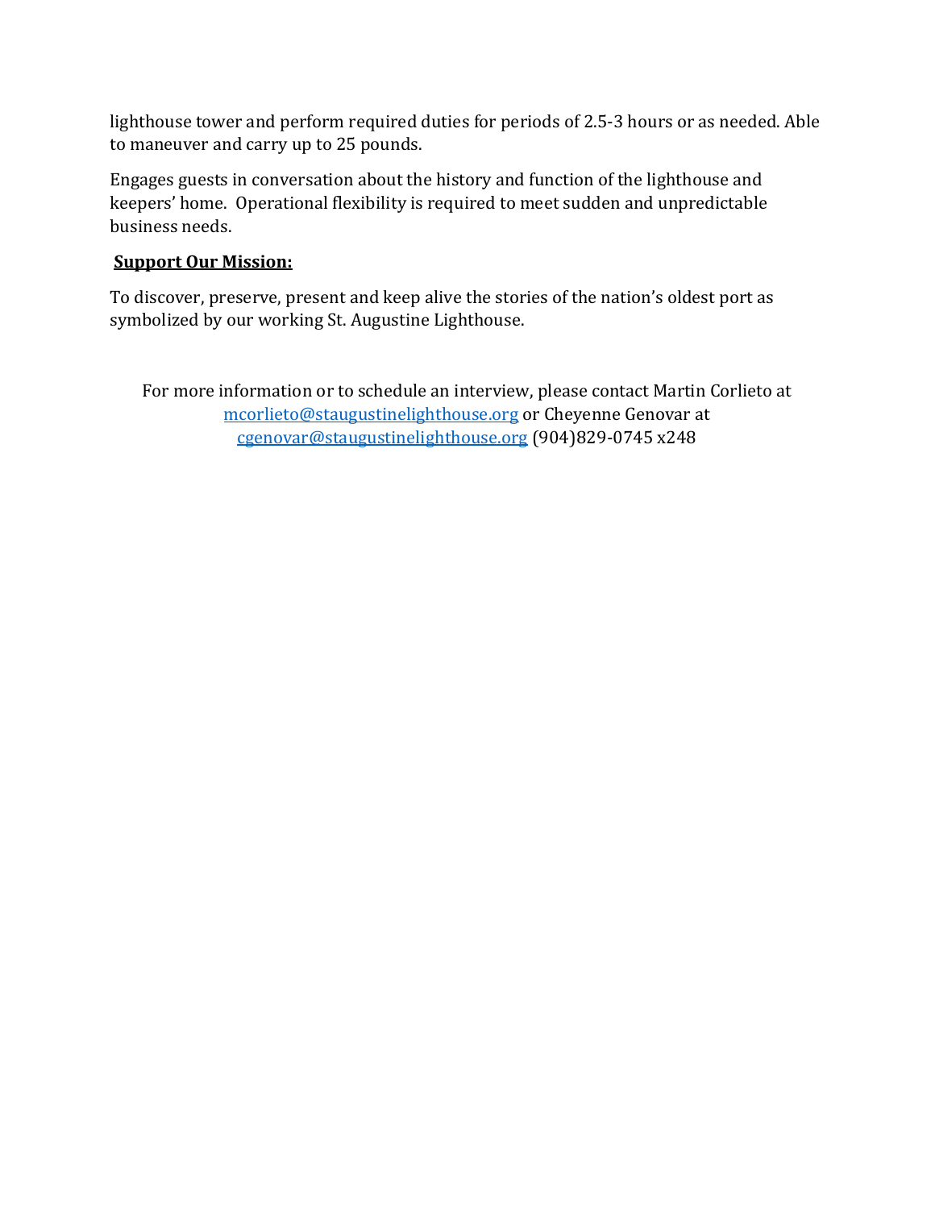lighthouse tower and perform required duties for periods of 2.5-3 hours or as needed. Able to maneuver and carry up to 25 pounds.

Engages guests in conversation about the history and function of the lighthouse and keepers' home. Operational flexibility is required to meet sudden and unpredictable business needs.

**Support Our Mission:**

To discover, preserve, present and keep alive the stories of the nation's oldest port as symbolized by our working St. Augustine Lighthouse.

For more information or to schedule an interview, please contact Martin Corlieto at mcorlieto@staugustinelighthouse.org or Cheyenne Genovar at cgenovar@staugustinelighthouse.org (904)829-0745 x248